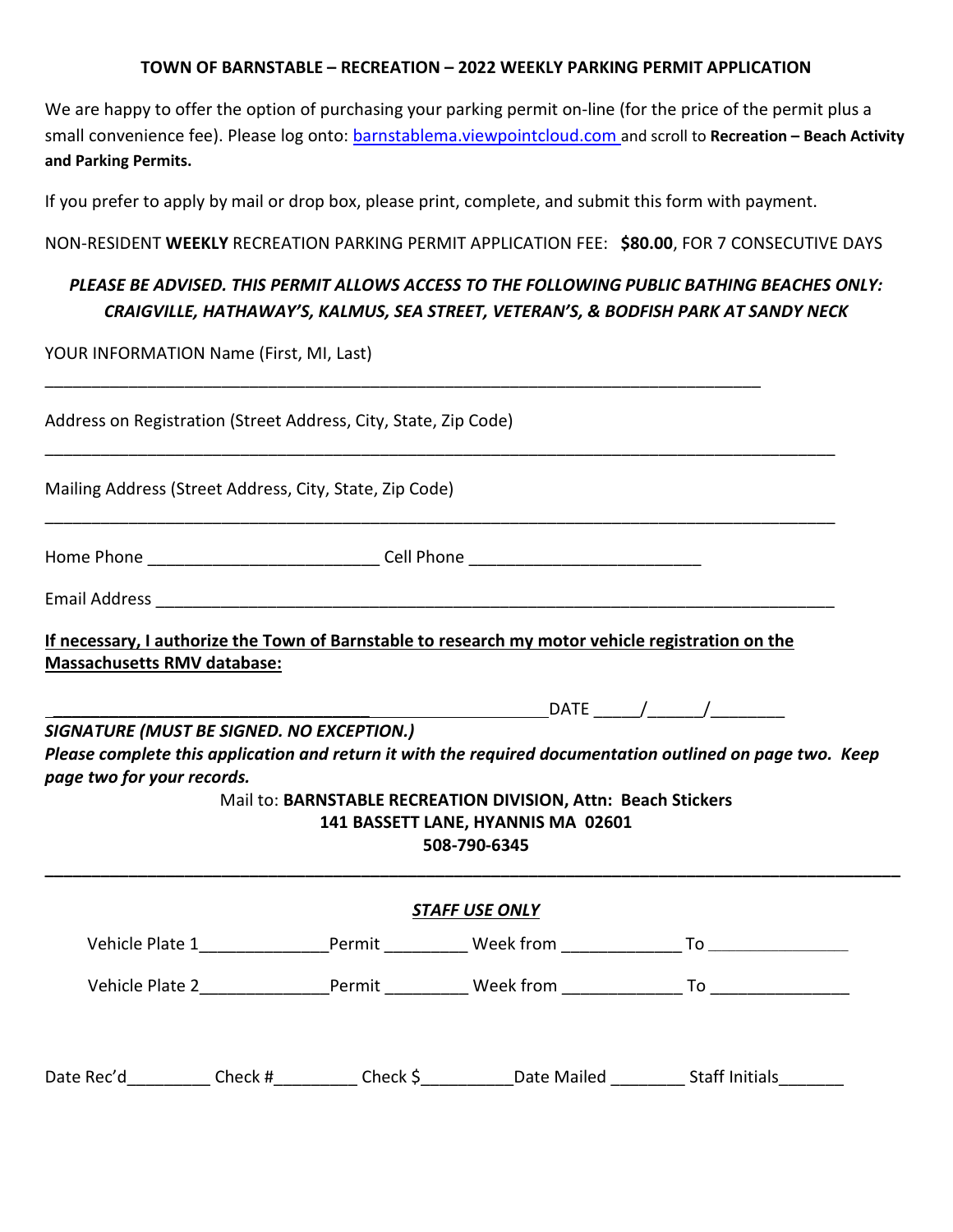**TOWN OF BARNSTABLE – RECREATION – 2022 WEEKLY PARKING PERMIT APPLICATION**

We are happy to offer the option of purchasing your parking permit on-line (for the price of the permit plus a small convenience fee). Please log onto: barnstablema.viewpointcloud.com and scroll to **Recreation – Beach Activity and Parking Permits.**

If you prefer to apply by mail or drop box, please print, complete, and submit this form with payment.

NON-RESIDENT **WEEKLY** RECREATION PARKING PERMIT APPLICATION FEE: **$80.00**, FOR 7 CONSECUTIVE DAYS

***PLEASE BE ADVISED. THIS PERMIT ALLOWS ACCESS TO THE FOLLOWING PUBLIC BATHING BEACHES ONLY: CRAIGVILLE, HATHAWAY'S, KALMUS, SEA STREET, VETERAN'S, & BODFISH PARK AT SANDY NECK***

YOUR INFORMATION Name (First, MI, Last)

_______________________________________________________________________________

Address on Registration (Street Address, City, State, Zip Code)

_______________________________________________________________________________

Mailing Address (Street Address, City, State, Zip Code)

_______________________________________________________________________________

Home Phone ________________________ Cell Phone ________________________

Email Address ___________________________________________________________________

**If necessary, I authorize the Town of Barnstable to research my motor vehicle registration on the Massachusetts RMV database:**

___________________________________ DATE _____/______/________

***SIGNATURE (MUST BE SIGNED. NO EXCEPTION.)***

***Please complete this application and return it with the required documentation outlined on page two. Keep page two for your records.***

Mail to: **BARNSTABLE RECREATION DIVISION, Attn: Beach Stickers**
**141 BASSETT LANE, HYANNIS MA 02601**
**508-790-6345**

---

***STAFF USE ONLY***

Vehicle Plate 1______________Permit _________ Week from _____________ To _______________

Vehicle Plate 2______________Permit _________ Week from _____________ To _______________

Date Rec'd_________ Check #_________ Check $__________Date Mailed ________ Staff Initials_______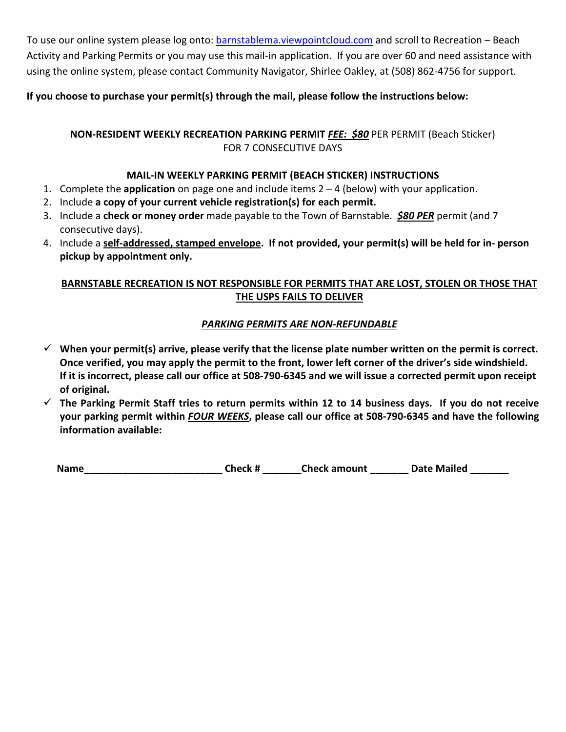To use our online system please log onto: [barnstablema.viewpointcloud.com](barnstablema.viewpointcloud.com) and scroll to Recreation – Beach Activity and Parking Permits or you may use this mail-in application. If you are over 60 and need assistance with using the online system, please contact Community Navigator, Shirlee Oakley, at (508) 862-4756 for support.

**If you choose to purchase your permit(s) through the mail, please follow the instructions below:**

**NON-RESIDENT WEEKLY RECREATION PARKING PERMIT *FEE: $80*** PER PERMIT (Beach Sticker)
FOR 7 CONSECUTIVE DAYS

**MAIL-IN WEEKLY PARKING PERMIT (BEACH STICKER) INSTRUCTIONS**

1. Complete the **application** on page one and include items 2 – 4 (below) with your application.
2. Include **a copy of your current vehicle registration(s) for each permit.**
3. Include a **check or money order** made payable to the Town of Barnstable. ***$80 PER*** permit (and 7 consecutive days).
4. Include a **self-addressed, stamped envelope. If not provided, your permit(s) will be held for in- person pickup by appointment only.**

**BARNSTABLE RECREATION IS NOT RESPONSIBLE FOR PERMITS THAT ARE LOST, STOLEN OR THOSE THAT THE USPS FAILS TO DELIVER**

***PARKING PERMITS ARE NON-REFUNDABLE***

- ✓ **When your permit(s) arrive, please verify that the license plate number written on the permit is correct. Once verified, you may apply the permit to the front, lower left corner of the driver's side windshield. If it is incorrect, please call our office at 508-790-6345 and we will issue a corrected permit upon receipt of original.**
- ✓ **The Parking Permit Staff tries to return permits within 12 to 14 business days. If you do not receive your parking permit within *FOUR WEEKS*, please call our office at 508-790-6345 and have the following information available:**

**Name_________________________ Check # _______Check amount _______ Date Mailed _______**